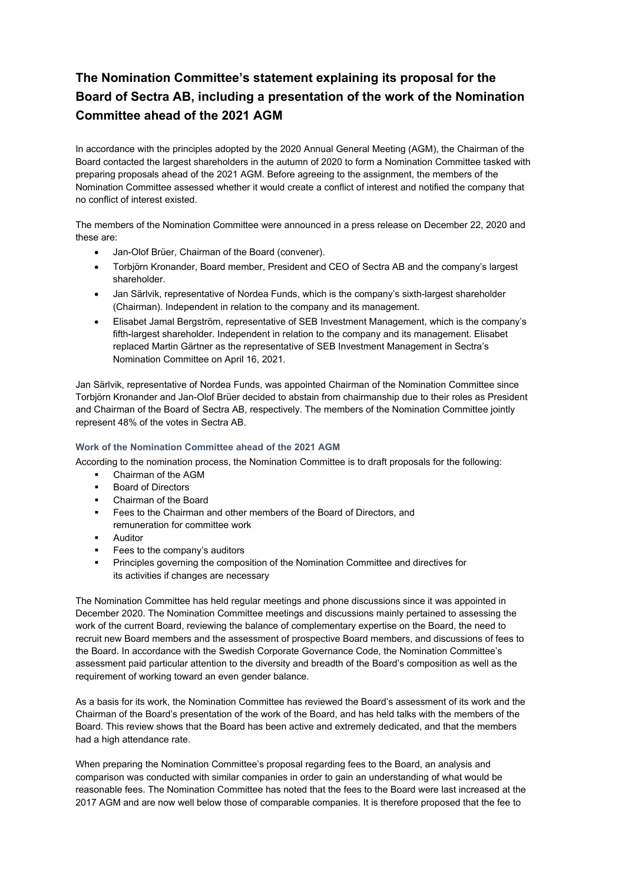# The Nomination Committee's statement explaining its proposal for the Board of Sectra AB, including a presentation of the work of the Nomination Committee ahead of the 2021 AGM

In accordance with the principles adopted by the 2020 Annual General Meeting (AGM), the Chairman of the Board contacted the largest shareholders in the autumn of 2020 to form a Nomination Committee tasked with preparing proposals ahead of the 2021 AGM. Before agreeing to the assignment, the members of the Nomination Committee assessed whether it would create a conflict of interest and notified the company that no conflict of interest existed.

The members of the Nomination Committee were announced in a press release on December 22, 2020 and these are:

- Jan-Olof Brüer, Chairman of the Board (convener).
- Torbjörn Kronander, Board member, President and CEO of Sectra AB and the company's largest shareholder.
- Jan Särlvik, representative of Nordea Funds, which is the company's sixth-largest shareholder (Chairman). Independent in relation to the company and its management.
- Elisabet Jamal Bergström, representative of SEB Investment Management, which is the company's fifth-largest shareholder. Independent in relation to the company and its management. Elisabet replaced Martin Gärtner as the representative of SEB Investment Management in Sectra's Nomination Committee on April 16, 2021.

Jan Särlvik, representative of Nordea Funds, was appointed Chairman of the Nomination Committee since Torbjörn Kronander and Jan-Olof Brüer decided to abstain from chairmanship due to their roles as President and Chairman of the Board of Sectra AB, respectively. The members of the Nomination Committee jointly represent 48% of the votes in Sectra AB.

### Work of the Nomination Committee ahead of the 2021 AGM

According to the nomination process, the Nomination Committee is to draft proposals for the following:

- Chairman of the AGM
- Board of Directors
- Chairman of the Board
- Fees to the Chairman and other members of the Board of Directors, and remuneration for committee work
- Auditor
- Fees to the company's auditors
- Principles governing the composition of the Nomination Committee and directives for its activities if changes are necessary

The Nomination Committee has held regular meetings and phone discussions since it was appointed in December 2020. The Nomination Committee meetings and discussions mainly pertained to assessing the work of the current Board, reviewing the balance of complementary expertise on the Board, the need to recruit new Board members and the assessment of prospective Board members, and discussions of fees to the Board. In accordance with the Swedish Corporate Governance Code, the Nomination Committee's assessment paid particular attention to the diversity and breadth of the Board's composition as well as the requirement of working toward an even gender balance.

As a basis for its work, the Nomination Committee has reviewed the Board's assessment of its work and the Chairman of the Board's presentation of the work of the Board, and has held talks with the members of the Board. This review shows that the Board has been active and extremely dedicated, and that the members had a high attendance rate.

When preparing the Nomination Committee's proposal regarding fees to the Board, an analysis and comparison was conducted with similar companies in order to gain an understanding of what would be reasonable fees. The Nomination Committee has noted that the fees to the Board were last increased at the 2017 AGM and are now well below those of comparable companies. It is therefore proposed that the fee to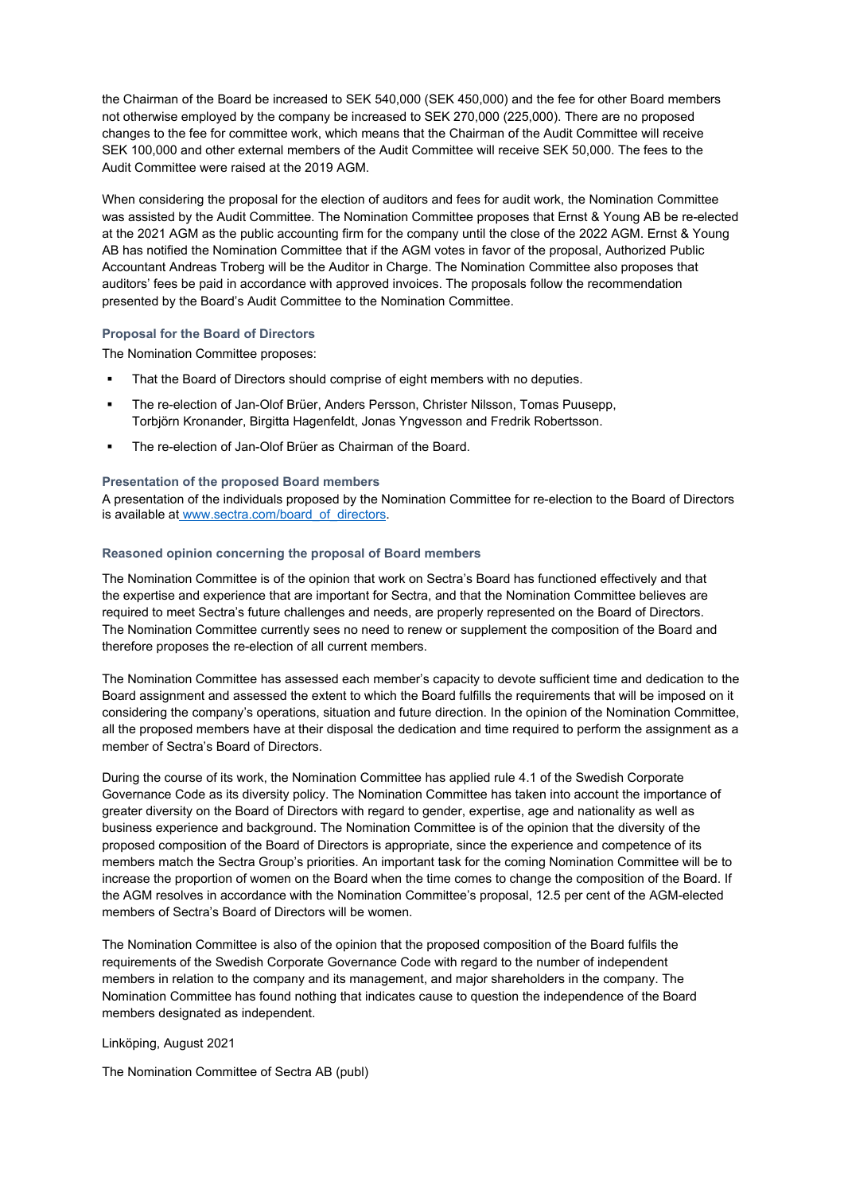the Chairman of the Board be increased to SEK 540,000 (SEK 450,000) and the fee for other Board members not otherwise employed by the company be increased to SEK 270,000 (225,000). There are no proposed changes to the fee for committee work, which means that the Chairman of the Audit Committee will receive SEK 100,000 and other external members of the Audit Committee will receive SEK 50,000. The fees to the Audit Committee were raised at the 2019 AGM.

When considering the proposal for the election of auditors and fees for audit work, the Nomination Committee was assisted by the Audit Committee. The Nomination Committee proposes that Ernst & Young AB be re-elected at the 2021 AGM as the public accounting firm for the company until the close of the 2022 AGM. Ernst & Young AB has notified the Nomination Committee that if the AGM votes in favor of the proposal, Authorized Public Accountant Andreas Troberg will be the Auditor in Charge. The Nomination Committee also proposes that auditors' fees be paid in accordance with approved invoices. The proposals follow the recommendation presented by the Board's Audit Committee to the Nomination Committee.

#### Proposal for the Board of Directors

The Nomination Committee proposes:

- That the Board of Directors should comprise of eight members with no deputies.
- The re-election of Jan-Olof Brüer, Anders Persson, Christer Nilsson, Tomas Puusepp, Torbjörn Kronander, Birgitta Hagenfeldt, Jonas Yngvesson and Fredrik Robertsson.
- The re-election of Jan-Olof Brüer as Chairman of the Board.

#### Presentation of the proposed Board members

A presentation of the individuals proposed by the Nomination Committee for re-election to the Board of Directors is available at www.sectra.com/board_of_directors.

#### Reasoned opinion concerning the proposal of Board members

The Nomination Committee is of the opinion that work on Sectra's Board has functioned effectively and that the expertise and experience that are important for Sectra, and that the Nomination Committee believes are required to meet Sectra's future challenges and needs, are properly represented on the Board of Directors. The Nomination Committee currently sees no need to renew or supplement the composition of the Board and therefore proposes the re-election of all current members.

The Nomination Committee has assessed each member's capacity to devote sufficient time and dedication to the Board assignment and assessed the extent to which the Board fulfills the requirements that will be imposed on it considering the company's operations, situation and future direction. In the opinion of the Nomination Committee, all the proposed members have at their disposal the dedication and time required to perform the assignment as a member of Sectra's Board of Directors.

During the course of its work, the Nomination Committee has applied rule 4.1 of the Swedish Corporate Governance Code as its diversity policy. The Nomination Committee has taken into account the importance of greater diversity on the Board of Directors with regard to gender, expertise, age and nationality as well as business experience and background. The Nomination Committee is of the opinion that the diversity of the proposed composition of the Board of Directors is appropriate, since the experience and competence of its members match the Sectra Group's priorities. An important task for the coming Nomination Committee will be to increase the proportion of women on the Board when the time comes to change the composition of the Board. If the AGM resolves in accordance with the Nomination Committee's proposal, 12.5 per cent of the AGM-elected members of Sectra's Board of Directors will be women.

The Nomination Committee is also of the opinion that the proposed composition of the Board fulfils the requirements of the Swedish Corporate Governance Code with regard to the number of independent members in relation to the company and its management, and major shareholders in the company. The Nomination Committee has found nothing that indicates cause to question the independence of the Board members designated as independent.

Linköping, August 2021

The Nomination Committee of Sectra AB (publ)